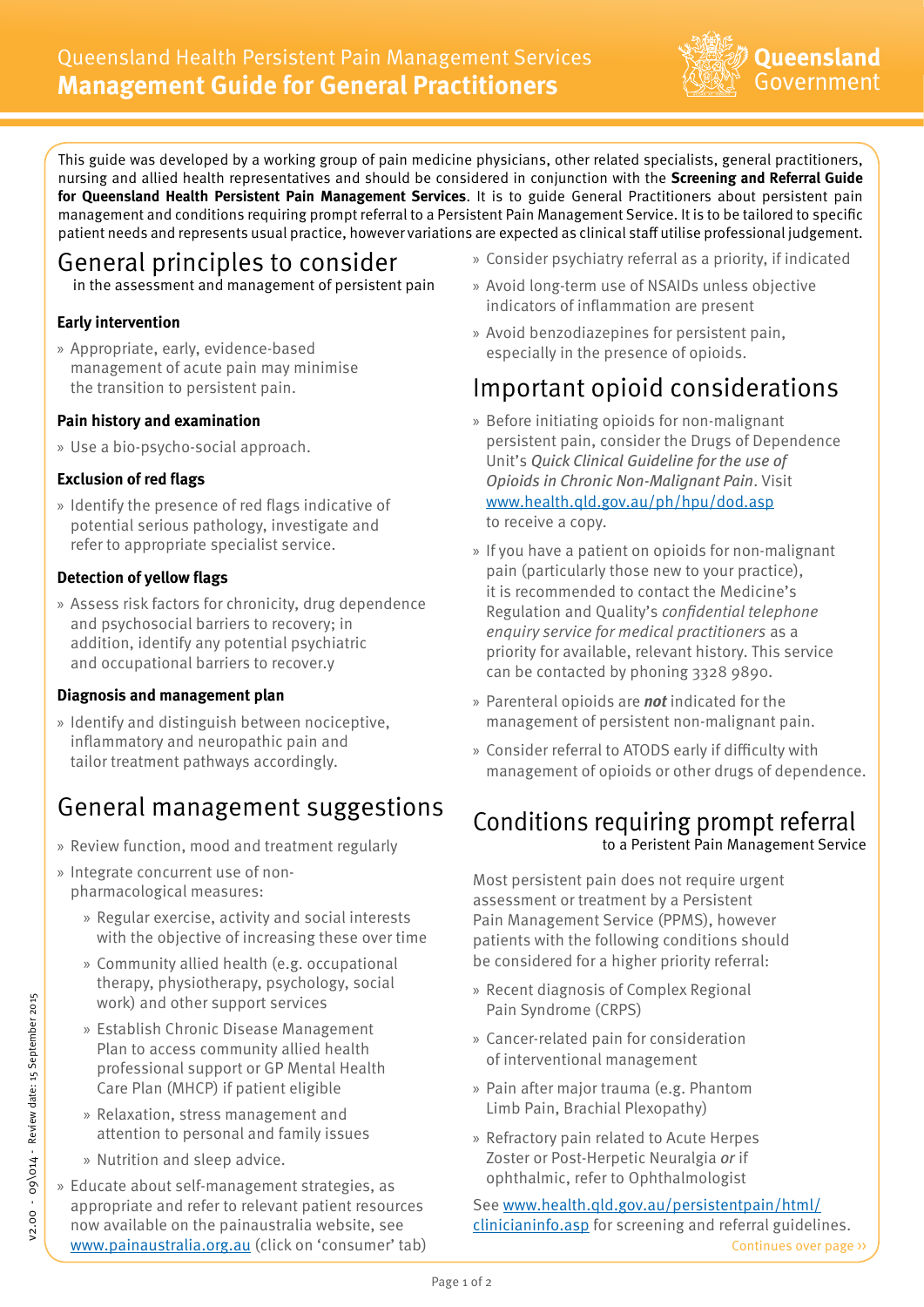# Queensland Health Persistent Pain Management Services
## Management Guide for General Practitioners

This guide was developed by a working group of pain medicine physicians, other related specialists, general practitioners, nursing and allied health representatives and should be considered in conjunction with the **Screening and Referral Guide for Queensland Health Persistent Pain Management Services**. It is to guide General Practitioners about persistent pain management and conditions requiring prompt referral to a Persistent Pain Management Service. It is to be tailored to specific patient needs and represents usual practice, however variations are expected as clinical staff utilise professional judgement.

## General principles to consider

in the assessment and management of persistent pain

### Early intervention

» Appropriate, early, evidence-based management of acute pain may minimise the transition to persistent pain.

### Pain history and examination

» Use a bio-psycho-social approach.

### Exclusion of red flags

» Identify the presence of red flags indicative of potential serious pathology, investigate and refer to appropriate specialist service.

### Detection of yellow flags

» Assess risk factors for chronicity, drug dependence and psychosocial barriers to recovery; in addition, identify any potential psychiatric and occupational barriers to recover.y

### Diagnosis and management plan

» Identify and distinguish between nociceptive, inflammatory and neuropathic pain and tailor treatment pathways accordingly.

## General management suggestions

» Review function, mood and treatment regularly

» Integrate concurrent use of non-pharmacological measures:

- » Regular exercise, activity and social interests with the objective of increasing these over time
- » Community allied health (e.g. occupational therapy, physiotherapy, psychology, social work) and other support services
- » Establish Chronic Disease Management Plan to access community allied health professional support or GP Mental Health Care Plan (MHCP) if patient eligible
- » Relaxation, stress management and attention to personal and family issues
- » Nutrition and sleep advice.

» Educate about self-management strategies, as appropriate and refer to relevant patient resources now available on the painaustralia website, see www.painaustralia.org.au (click on 'consumer' tab)

» Consider psychiatry referral as a priority, if indicated

» Avoid long-term use of NSAIDs unless objective indicators of inflammation are present

» Avoid benzodiazepines for persistent pain, especially in the presence of opioids.

## Important opioid considerations

» Before initiating opioids for non-malignant persistent pain, consider the Drugs of Dependence Unit's *Quick Clinical Guideline for the use of Opioids in Chronic Non-Malignant Pain*. Visit www.health.qld.gov.au/ph/hpu/dod.asp to receive a copy.

» If you have a patient on opioids for non-malignant pain (particularly those new to your practice), it is recommended to contact the Medicine's Regulation and Quality's *confidential telephone enquiry service for medical practitioners* as a priority for available, relevant history. This service can be contacted by phoning 3328 9890.

» Parenteral opioids are ***not*** indicated for the management of persistent non-malignant pain.

» Consider referral to ATODS early if difficulty with management of opioids or other drugs of dependence.

## Conditions requiring prompt referral

to a Persistent Pain Management Service

Most persistent pain does not require urgent assessment or treatment by a Persistent Pain Management Service (PPMS), however patients with the following conditions should be considered for a higher priority referral:

» Recent diagnosis of Complex Regional Pain Syndrome (CRPS)

» Cancer-related pain for consideration of interventional management

» Pain after major trauma (e.g. Phantom Limb Pain, Brachial Plexopathy)

» Refractory pain related to Acute Herpes Zoster or Post-Herpetic Neuralgia *or* if ophthalmic, refer to Ophthalmologist

See www.health.qld.gov.au/persistentpain/html/clinicianinfo.asp for screening and referral guidelines.

Continues over page ››

V2.00 - 09\014 - Review date: 15 September 2015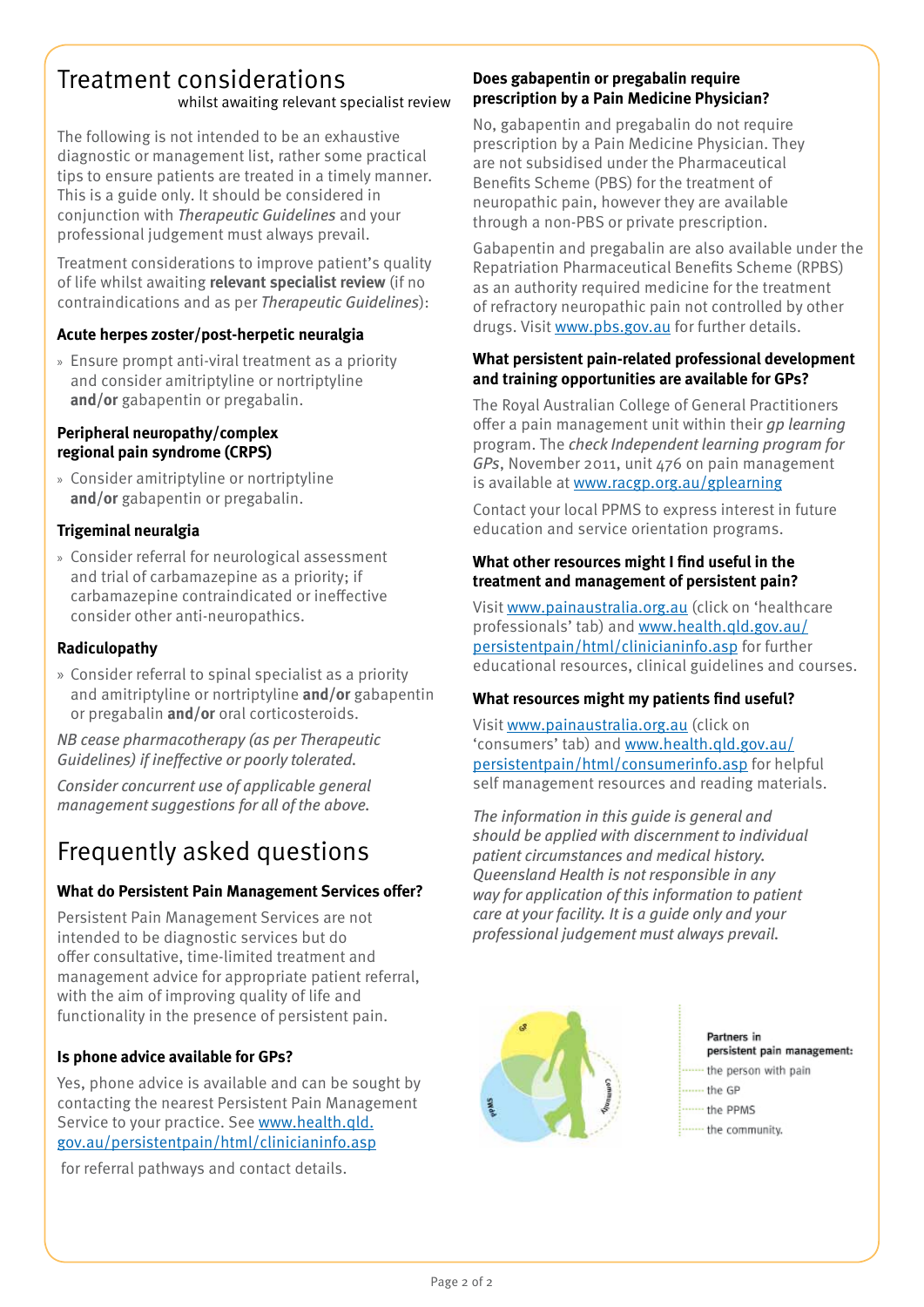# Treatment considerations

whilst awaiting relevant specialist review

The following is not intended to be an exhaustive diagnostic or management list, rather some practical tips to ensure patients are treated in a timely manner. This is a guide only. It should be considered in conjunction with *Therapeutic Guidelines* and your professional judgement must always prevail.

Treatment considerations to improve patient's quality of life whilst awaiting **relevant specialist review** (if no contraindications and as per *Therapeutic Guidelines*):

### Acute herpes zoster/post-herpetic neuralgia

- Ensure prompt anti-viral treatment as a priority and consider amitriptyline or nortriptyline **and/or** gabapentin or pregabalin.

### Peripheral neuropathy/complex regional pain syndrome (CRPS)

- Consider amitriptyline or nortriptyline **and/or** gabapentin or pregabalin.

### Trigeminal neuralgia

- Consider referral for neurological assessment and trial of carbamazepine as a priority; if carbamazepine contraindicated or ineffective consider other anti-neuropathics.

### Radiculopathy

- Consider referral to spinal specialist as a priority and amitriptyline or nortriptyline **and/or** gabapentin or pregabalin **and/or** oral corticosteroids.

*NB cease pharmacotherapy (as per Therapeutic Guidelines) if ineffective or poorly tolerated.*

*Consider concurrent use of applicable general management suggestions for all of the above.*

# Frequently asked questions

### What do Persistent Pain Management Services offer?

Persistent Pain Management Services are not intended to be diagnostic services but do offer consultative, time-limited treatment and management advice for appropriate patient referral, with the aim of improving quality of life and functionality in the presence of persistent pain.

### Is phone advice available for GPs?

Yes, phone advice is available and can be sought by contacting the nearest Persistent Pain Management Service to your practice. See www.health.qld.gov.au/persistentpain/html/clinicianinfo.asp for referral pathways and contact details.

### Does gabapentin or pregabalin require prescription by a Pain Medicine Physician?

No, gabapentin and pregabalin do not require prescription by a Pain Medicine Physician. They are not subsidised under the Pharmaceutical Benefits Scheme (PBS) for the treatment of neuropathic pain, however they are available through a non-PBS or private prescription.

Gabapentin and pregabalin are also available under the Repatriation Pharmaceutical Benefits Scheme (RPBS) as an authority required medicine for the treatment of refractory neuropathic pain not controlled by other drugs. Visit www.pbs.gov.au for further details.

### What persistent pain-related professional development and training opportunities are available for GPs?

The Royal Australian College of General Practitioners offer a pain management unit within their *gp learning* program. The *check Independent learning program for GPs*, November 2011, unit 476 on pain management is available at www.racgp.org.au/gplearning

Contact your local PPMS to express interest in future education and service orientation programs.

### What other resources might I find useful in the treatment and management of persistent pain?

Visit www.painaustralia.org.au (click on 'healthcare professionals' tab) and www.health.qld.gov.au/persistentpain/html/clinicianinfo.asp for further educational resources, clinical guidelines and courses.

### What resources might my patients find useful?

Visit www.painaustralia.org.au (click on 'consumers' tab) and www.health.qld.gov.au/persistentpain/html/consumerinfo.asp for helpful self management resources and reading materials.

*The information in this guide is general and should be applied with discernment to individual patient circumstances and medical history. Queensland Health is not responsible in any way for application of this information to patient care at your facility. It is a guide only and your professional judgement must always prevail.*

GP
PPMS
Community

**Partners in persistent pain management:**

- the person with pain
- the GP
- the PPMS
- the community.